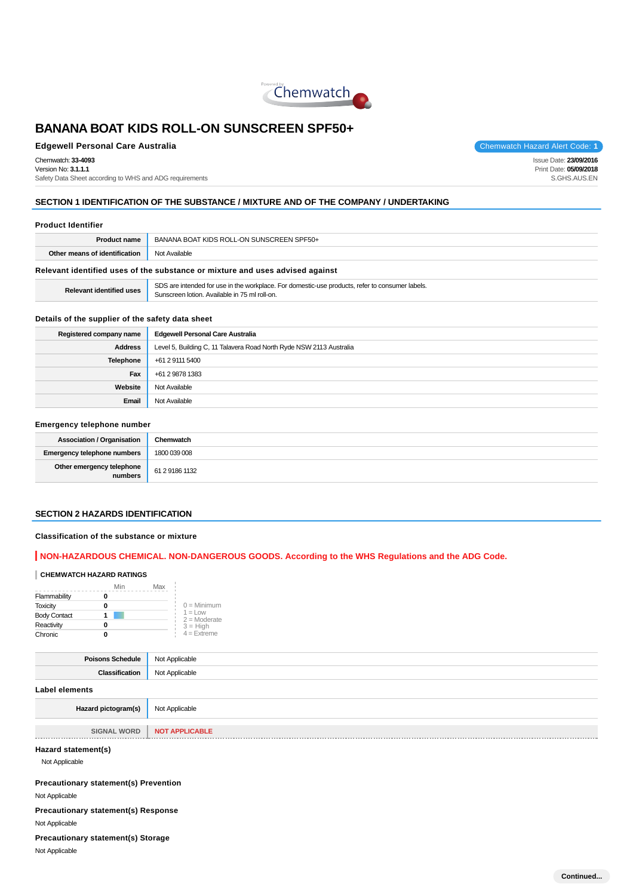# BANANA BOAT KIDS ROLL-ON SUNSCREEN SPF50+

**Edgewell Personal Care Australia**

Chemwatch Hazard Alert Code: **1**

Chemwatch: **33-4093**
Version No: **3.1.1.1**
Safety Data Sheet according to WHS and ADG requirements

Issue Date: **23/09/2016**
Print Date: **05/09/2018**
S.GHS.AUS.EN

## SECTION 1 IDENTIFICATION OF THE SUBSTANCE / MIXTURE AND OF THE COMPANY / UNDERTAKING

### Product Identifier

| | |
|---|---|
| **Product name** | BANANA BOAT KIDS ROLL-ON SUNSCREEN SPF50+ |
| **Other means of identification** | Not Available |

### Relevant identified uses of the substance or mixture and uses advised against

| | |
|---|---|
| **Relevant identified uses** | SDS are intended for use in the workplace. For domestic-use products, refer to consumer labels.<br>Sunscreen lotion. Available in 75 ml roll-on. |

### Details of the supplier of the safety data sheet

| | |
|---|---|
| **Registered company name** | **Edgewell Personal Care Australia** |
| **Address** | Level 5, Building C, 11 Talavera Road North Ryde NSW 2113 Australia |
| **Telephone** | +61 2 9111 5400 |
| **Fax** | +61 2 9878 1383 |
| **Website** | Not Available |
| **Email** | Not Available |

### Emergency telephone number

| | |
|---|---|
| **Association / Organisation** | **Chemwatch** |
| **Emergency telephone numbers** | 1800 039 008 |
| **Other emergency telephone numbers** | 61 2 9186 1132 |

## SECTION 2 HAZARDS IDENTIFICATION

### Classification of the substance or mixture

**NON-HAZARDOUS CHEMICAL. NON-DANGEROUS GOODS. According to the WHS Regulations and the ADG Code.**

**CHEMWATCH HAZARD RATINGS**

| | Min | Max |
|---|---|---|
| Flammability | 0 | |
| Toxicity | 0 | |
| Body Contact | 1 | |
| Reactivity | 0 | |
| Chronic | 0 | |

0 = Minimum
1 = Low
2 = Moderate
3 = High
4 = Extreme

| | |
|---|---|
| **Poisons Schedule** | Not Applicable |
| **Classification** | Not Applicable |

### Label elements

| | |
|---|---|
| **Hazard pictogram(s)** | Not Applicable |
| **SIGNAL WORD** | **NOT APPLICABLE** |

### Hazard statement(s)

Not Applicable

### Precautionary statement(s) Prevention

Not Applicable

### Precautionary statement(s) Response

Not Applicable

### Precautionary statement(s) Storage

Not Applicable

**Continued...**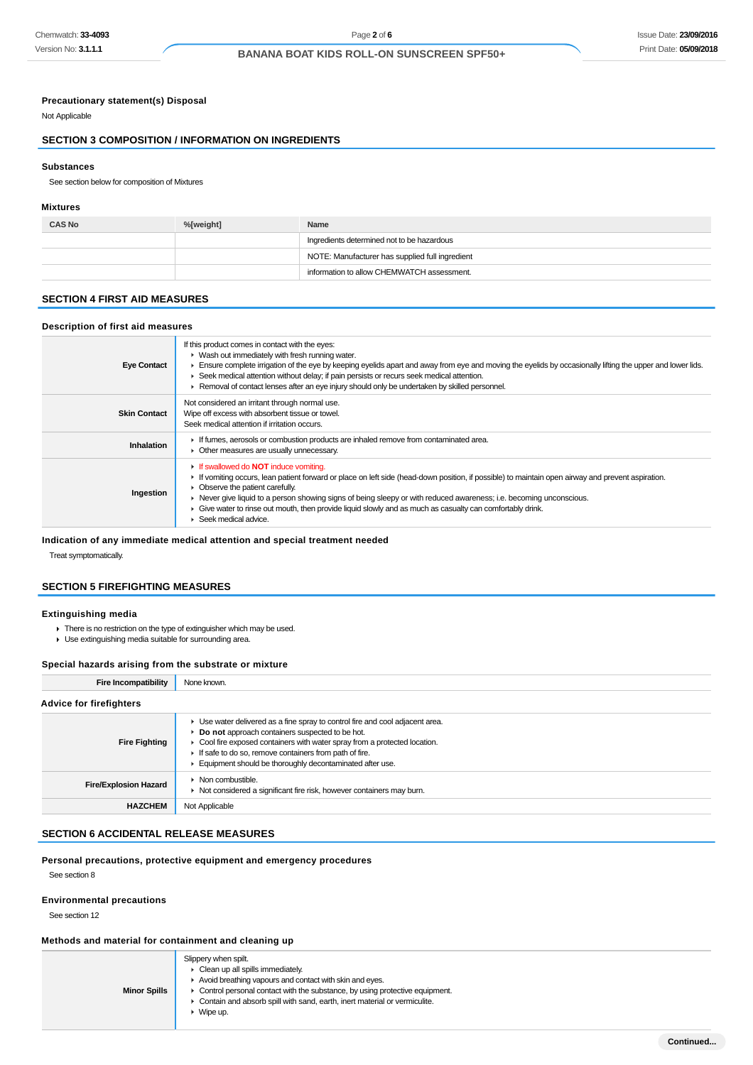### Precautionary statement(s) Disposal

Not Applicable

## SECTION 3 COMPOSITION / INFORMATION ON INGREDIENTS

### Substances

See section below for composition of Mixtures

### Mixtures

| CAS No | %[weight] | Name |
|---|---|---|
| | | Ingredients determined not to be hazardous |
| | | NOTE: Manufacturer has supplied full ingredient |
| | | information to allow CHEMWATCH assessment. |

## SECTION 4 FIRST AID MEASURES

### Description of first aid measures

| | |
|---|---|
| **Eye Contact** | If this product comes in contact with the eyes:<br>▸ Wash out immediately with fresh running water.<br>▸ Ensure complete irrigation of the eye by keeping eyelids apart and away from eye and moving the eyelids by occasionally lifting the upper and lower lids.<br>▸ Seek medical attention without delay; if pain persists or recurs seek medical attention.<br>▸ Removal of contact lenses after an eye injury should only be undertaken by skilled personnel. |
| **Skin Contact** | Not considered an irritant through normal use.<br>Wipe off excess with absorbent tissue or towel.<br>Seek medical attention if irritation occurs. |
| **Inhalation** | ▸ If fumes, aerosols or combustion products are inhaled remove from contaminated area.<br>▸ Other measures are usually unnecessary. |
| **Ingestion** | ▸ If swallowed do **NOT** induce vomiting.<br>▸ If vomiting occurs, lean patient forward or place on left side (head-down position, if possible) to maintain open airway and prevent aspiration.<br>▸ Observe the patient carefully.<br>▸ Never give liquid to a person showing signs of being sleepy or with reduced awareness; i.e. becoming unconscious.<br>▸ Give water to rinse out mouth, then provide liquid slowly and as much as casualty can comfortably drink.<br>▸ Seek medical advice. |

### Indication of any immediate medical attention and special treatment needed

Treat symptomatically.

## SECTION 5 FIREFIGHTING MEASURES

### Extinguishing media

- There is no restriction on the type of extinguisher which may be used.
- Use extinguishing media suitable for surrounding area.

### Special hazards arising from the substrate or mixture

| | |
|---|---|
| **Fire Incompatibility** | None known. |

### Advice for firefighters

| | |
|---|---|
| **Fire Fighting** | ▸ Use water delivered as a fine spray to control fire and cool adjacent area.<br>▸ **Do not** approach containers suspected to be hot.<br>▸ Cool fire exposed containers with water spray from a protected location.<br>▸ If safe to do so, remove containers from path of fire.<br>▸ Equipment should be thoroughly decontaminated after use. |
| **Fire/Explosion Hazard** | ▸ Non combustible.<br>▸ Not considered a significant fire risk, however containers may burn. |
| **HAZCHEM** | Not Applicable |

## SECTION 6 ACCIDENTAL RELEASE MEASURES

### Personal precautions, protective equipment and emergency procedures

See section 8

### Environmental precautions

See section 12

### Methods and material for containment and cleaning up

| | |
|---|---|
| **Minor Spills** | Slippery when spilt.<br>▸ Clean up all spills immediately.<br>▸ Avoid breathing vapours and contact with skin and eyes.<br>▸ Control personal contact with the substance, by using protective equipment.<br>▸ Contain and absorb spill with sand, earth, inert material or vermiculite.<br>▸ Wipe up. |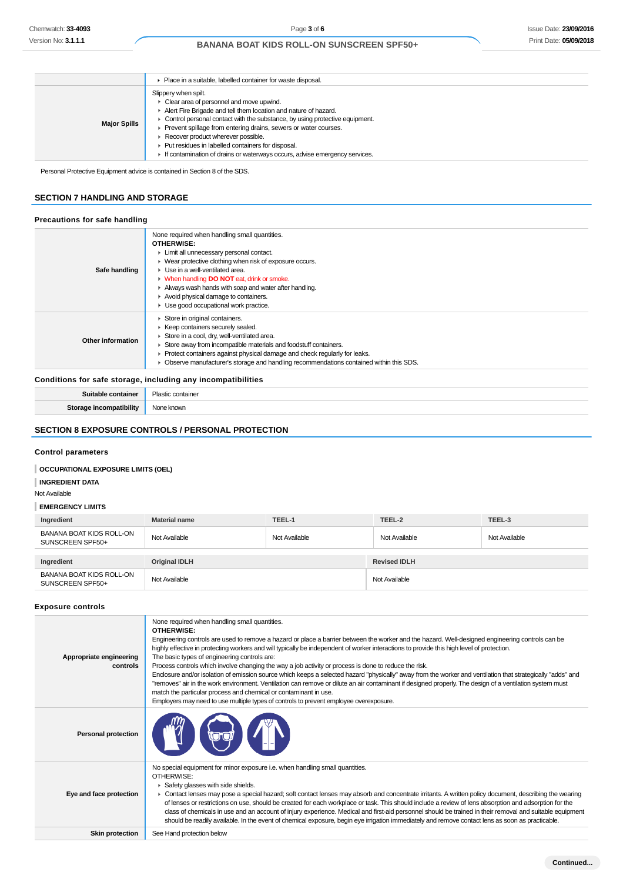|  |  |
|---|---|
|  | ‣ Place in a suitable, labelled container for waste disposal. |
| **Major Spills** | Slippery when spilt.<br>‣ Clear area of personnel and move upwind.<br>‣ Alert Fire Brigade and tell them location and nature of hazard.<br>‣ Control personal contact with the substance, by using protective equipment.<br>‣ Prevent spillage from entering drains, sewers or water courses.<br>‣ Recover product wherever possible.<br>‣ Put residues in labelled containers for disposal.<br>‣ If contamination of drains or waterways occurs, advise emergency services. |

Personal Protective Equipment advice is contained in Section 8 of the SDS.

## SECTION 7 HANDLING AND STORAGE

### Precautions for safe handling

|  |  |
|---|---|
| **Safe handling** | None required when handling small quantities.<br>**OTHERWISE:**<br>‣ Limit all unnecessary personal contact.<br>‣ Wear protective clothing when risk of exposure occurs.<br>‣ Use in a well-ventilated area.<br>‣ When handling **DO NOT** eat, drink or smoke.<br>‣ Always wash hands with soap and water after handling.<br>‣ Avoid physical damage to containers.<br>‣ Use good occupational work practice. |
| **Other information** | ‣ Store in original containers.<br>‣ Keep containers securely sealed.<br>‣ Store in a cool, dry, well-ventilated area.<br>‣ Store away from incompatible materials and foodstuff containers.<br>‣ Protect containers against physical damage and check regularly for leaks.<br>‣ Observe manufacturer's storage and handling recommendations contained within this SDS. |

### Conditions for safe storage, including any incompatibilities

|  |  |
|---|---|
| **Suitable container** | Plastic container |
| **Storage incompatibility** | None known |

## SECTION 8 EXPOSURE CONTROLS / PERSONAL PROTECTION

### Control parameters

**OCCUPATIONAL EXPOSURE LIMITS (OEL)**

**INGREDIENT DATA**

Not Available

**EMERGENCY LIMITS**

| Ingredient | Material name | TEEL-1 | TEEL-2 | TEEL-3 |
|---|---|---|---|---|
| BANANA BOAT KIDS ROLL-ON SUNSCREEN SPF50+ | Not Available | Not Available | Not Available | Not Available |

| Ingredient | Original IDLH | Revised IDLH |
|---|---|---|
| BANANA BOAT KIDS ROLL-ON SUNSCREEN SPF50+ | Not Available | Not Available |

### Exposure controls

|  |  |
|---|---|
| **Appropriate engineering controls** | None required when handling small quantities.<br>**OTHERWISE:**<br>Engineering controls are used to remove a hazard or place a barrier between the worker and the hazard. Well-designed engineering controls can be highly effective in protecting workers and will typically be independent of worker interactions to provide this high level of protection.<br>The basic types of engineering controls are:<br>Process controls which involve changing the way a job activity or process is done to reduce the risk.<br>Enclosure and/or isolation of emission source which keeps a selected hazard "physically" away from the worker and ventilation that strategically "adds" and "removes" air in the work environment. Ventilation can remove or dilute an air contaminant if designed properly. The design of a ventilation system must match the particular process and chemical or contaminant in use.<br>Employers may need to use multiple types of controls to prevent employee overexposure. |
| **Personal protection** |  |
| **Eye and face protection** | No special equipment for minor exposure i.e. when handling small quantities.<br>OTHERWISE:<br>‣ Safety glasses with side shields.<br>‣ Contact lenses may pose a special hazard; soft contact lenses may absorb and concentrate irritants. A written policy document, describing the wearing of lenses or restrictions on use, should be created for each workplace or task. This should include a review of lens absorption and adsorption for the class of chemicals in use and an account of injury experience. Medical and first-aid personnel should be trained in their removal and suitable equipment should be readily available. In the event of chemical exposure, begin eye irrigation immediately and remove contact lens as soon as practicable. |
| **Skin protection** | See Hand protection below |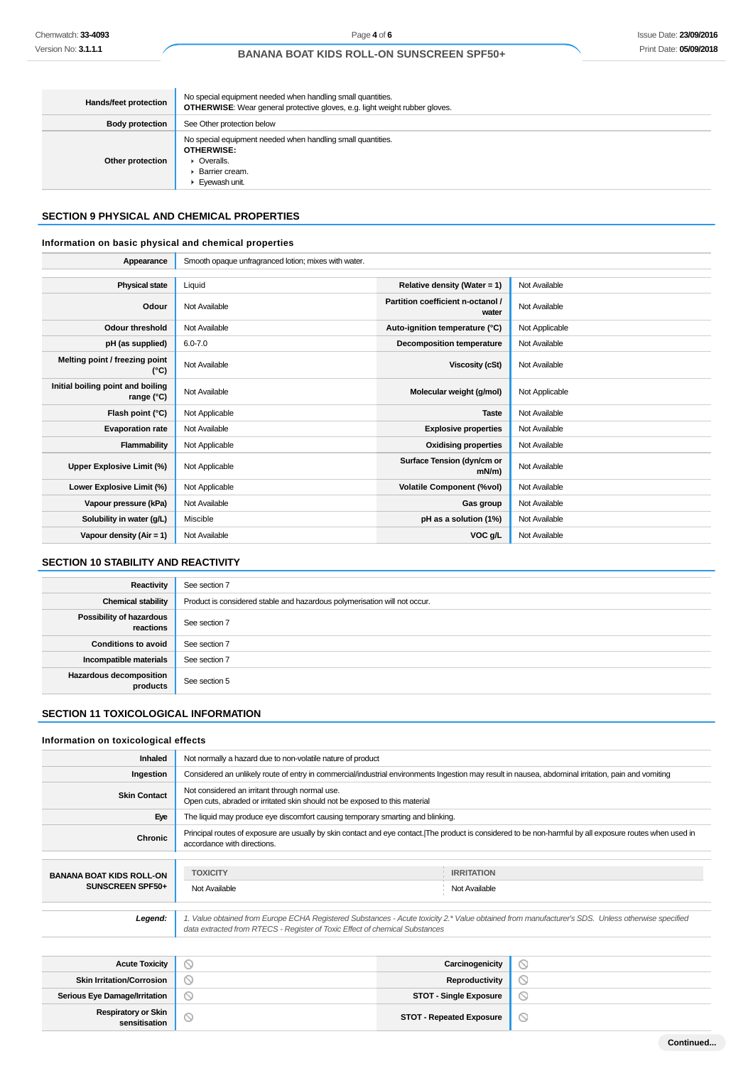| | |
|---|---|
| **Hands/feet protection** | No special equipment needed when handling small quantities. **OTHERWISE**: Wear general protective gloves, e.g. light weight rubber gloves. |
| **Body protection** | See Other protection below |
| **Other protection** | No special equipment needed when handling small quantities. **OTHERWISE:** ▸ Overalls. ▸ Barrier cream. ▸ Eyewash unit. |

## SECTION 9 PHYSICAL AND CHEMICAL PROPERTIES

### Information on basic physical and chemical properties

| | | | |
|---|---|---|---|
| **Appearance** | Smooth opaque unfragranced lotion; mixes with water. | | |
| **Physical state** | Liquid | **Relative density (Water = 1)** | Not Available |
| **Odour** | Not Available | **Partition coefficient n-octanol / water** | Not Available |
| **Odour threshold** | Not Available | **Auto-ignition temperature (°C)** | Not Applicable |
| **pH (as supplied)** | 6.0-7.0 | **Decomposition temperature** | Not Available |
| **Melting point / freezing point (°C)** | Not Available | **Viscosity (cSt)** | Not Available |
| **Initial boiling point and boiling range (°C)** | Not Available | **Molecular weight (g/mol)** | Not Applicable |
| **Flash point (°C)** | Not Applicable | **Taste** | Not Available |
| **Evaporation rate** | Not Available | **Explosive properties** | Not Available |
| **Flammability** | Not Applicable | **Oxidising properties** | Not Available |
| **Upper Explosive Limit (%)** | Not Applicable | **Surface Tension (dyn/cm or mN/m)** | Not Available |
| **Lower Explosive Limit (%)** | Not Applicable | **Volatile Component (%vol)** | Not Available |
| **Vapour pressure (kPa)** | Not Available | **Gas group** | Not Available |
| **Solubility in water (g/L)** | Miscible | **pH as a solution (1%)** | Not Available |
| **Vapour density (Air = 1)** | Not Available | **VOC g/L** | Not Available |

## SECTION 10 STABILITY AND REACTIVITY

| | |
|---|---|
| **Reactivity** | See section 7 |
| **Chemical stability** | Product is considered stable and hazardous polymerisation will not occur. |
| **Possibility of hazardous reactions** | See section 7 |
| **Conditions to avoid** | See section 7 |
| **Incompatible materials** | See section 7 |
| **Hazardous decomposition products** | See section 5 |

## SECTION 11 TOXICOLOGICAL INFORMATION

### Information on toxicological effects

| | |
|---|---|
| **Inhaled** | Not normally a hazard due to non-volatile nature of product |
| **Ingestion** | Considered an unlikely route of entry in commercial/industrial environments Ingestion may result in nausea, abdominal irritation, pain and vomiting |
| **Skin Contact** | Not considered an irritant through normal use. Open cuts, abraded or irritated skin should not be exposed to this material |
| **Eye** | The liquid may produce eye discomfort causing temporary smarting and blinking. |
| **Chronic** | Principal routes of exposure are usually by skin contact and eye contact.\|The product is considered to be non-harmful by all exposure routes when used in accordance with directions. |

| | TOXICITY | IRRITATION |
|---|---|---|
| **BANANA BOAT KIDS ROLL-ON SUNSCREEN SPF50+** | Not Available | Not Available |

| | |
|---|---|
| ***Legend:*** | *1. Value obtained from Europe ECHA Registered Substances - Acute toxicity 2.\* Value obtained from manufacturer's SDS. Unless otherwise specified data extracted from RTECS - Register of Toxic Effect of chemical Substances* |

| | | | |
|---|---|---|---|
| **Acute Toxicity** | ⃠ | **Carcinogenicity** | ⃠ |
| **Skin Irritation/Corrosion** | ⃠ | **Reproductivity** | ⃠ |
| **Serious Eye Damage/Irritation** | ⃠ | **STOT - Single Exposure** | ⃠ |
| **Respiratory or Skin sensitisation** | ⃠ | **STOT - Repeated Exposure** | ⃠ |

**Continued...**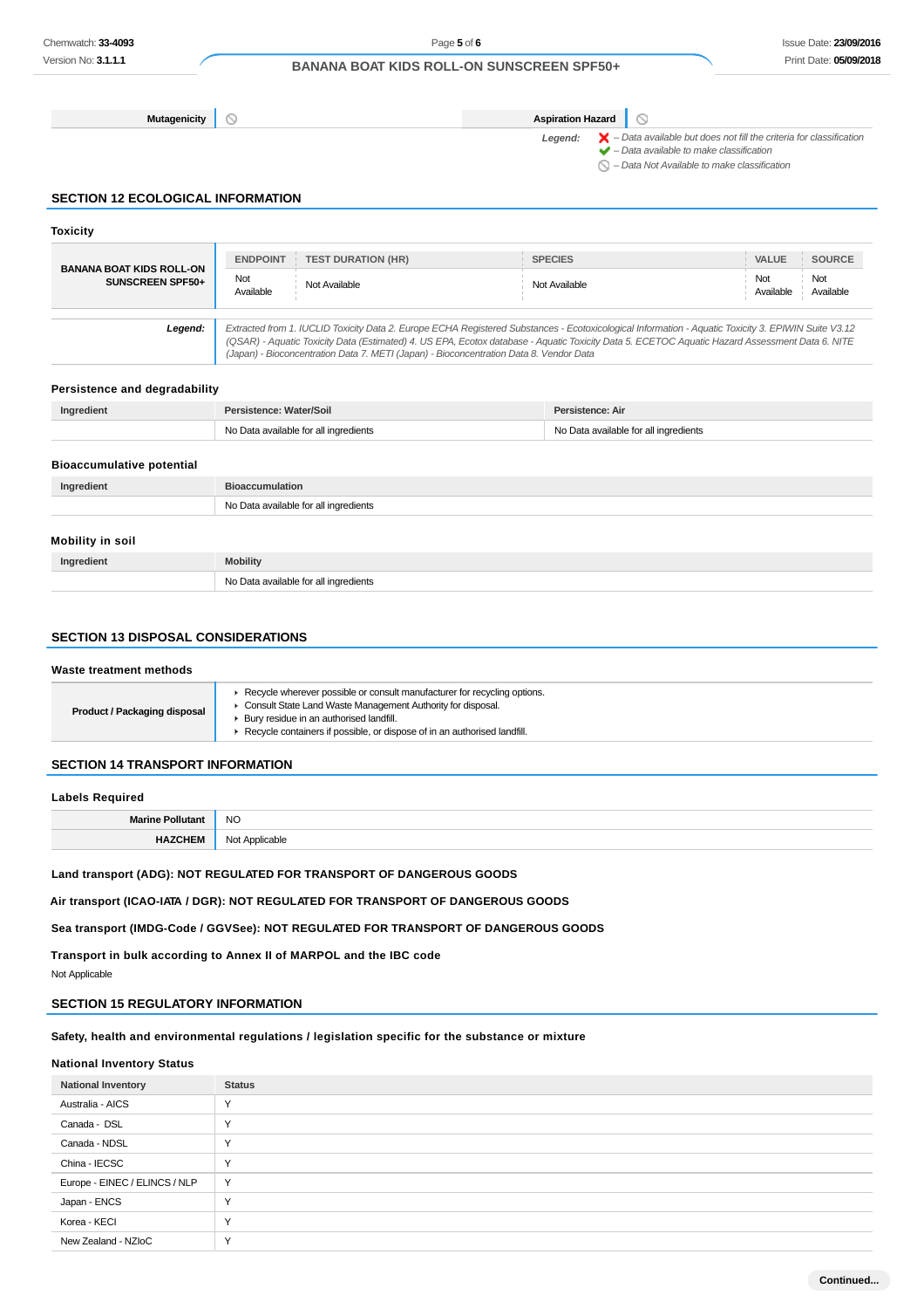| Mutagenicity | ⃠ | Aspiration Hazard | ⃠ |
|---|---|---|---|

*Legend:* ✗ – Data available but does not fill the criteria for classification
✓ – Data available to make classification
⃠ – Data Not Available to make classification

## SECTION 12 ECOLOGICAL INFORMATION

### Toxicity

| BANANA BOAT KIDS ROLL-ON SUNSCREEN SPF50+ | ENDPOINT | TEST DURATION (HR) | SPECIES | VALUE | SOURCE |
|---|---|---|---|---|---|
| | Not Available | Not Available | Not Available | Not Available | Not Available |

*Legend:* *Extracted from 1. IUCLID Toxicity Data 2. Europe ECHA Registered Substances - Ecotoxicological Information - Aquatic Toxicity 3. EPIWIN Suite V3.12 (QSAR) - Aquatic Toxicity Data (Estimated) 4. US EPA, Ecotox database - Aquatic Toxicity Data 5. ECETOC Aquatic Hazard Assessment Data 6. NITE (Japan) - Bioconcentration Data 7. METI (Japan) - Bioconcentration Data 8. Vendor Data*

### Persistence and degradability

| Ingredient | Persistence: Water/Soil | Persistence: Air |
|---|---|---|
| | No Data available for all ingredients | No Data available for all ingredients |

### Bioaccumulative potential

| Ingredient | Bioaccumulation |
|---|---|
| | No Data available for all ingredients |

### Mobility in soil

| Ingredient | Mobility |
|---|---|
| | No Data available for all ingredients |

## SECTION 13 DISPOSAL CONSIDERATIONS

### Waste treatment methods

| Product / Packaging disposal | ‣ Recycle wherever possible or consult manufacturer for recycling options.<br>‣ Consult State Land Waste Management Authority for disposal.<br>‣ Bury residue in an authorised landfill.<br>‣ Recycle containers if possible, or dispose of in an authorised landfill. |
|---|---|

## SECTION 14 TRANSPORT INFORMATION

### Labels Required

| Marine Pollutant | NO |
|---|---|
| HAZCHEM | Not Applicable |

**Land transport (ADG): NOT REGULATED FOR TRANSPORT OF DANGEROUS GOODS**

**Air transport (ICAO-IATA / DGR): NOT REGULATED FOR TRANSPORT OF DANGEROUS GOODS**

**Sea transport (IMDG-Code / GGVSee): NOT REGULATED FOR TRANSPORT OF DANGEROUS GOODS**

**Transport in bulk according to Annex II of MARPOL and the IBC code**

Not Applicable

## SECTION 15 REGULATORY INFORMATION

**Safety, health and environmental regulations / legislation specific for the substance or mixture**

### National Inventory Status

| National Inventory | Status |
|---|---|
| Australia - AICS | Y |
| Canada - DSL | Y |
| Canada - NDSL | Y |
| China - IECSC | Y |
| Europe - EINEC / ELINCS / NLP | Y |
| Japan - ENCS | Y |
| Korea - KECI | Y |
| New Zealand - NZIoC | Y |

Continued...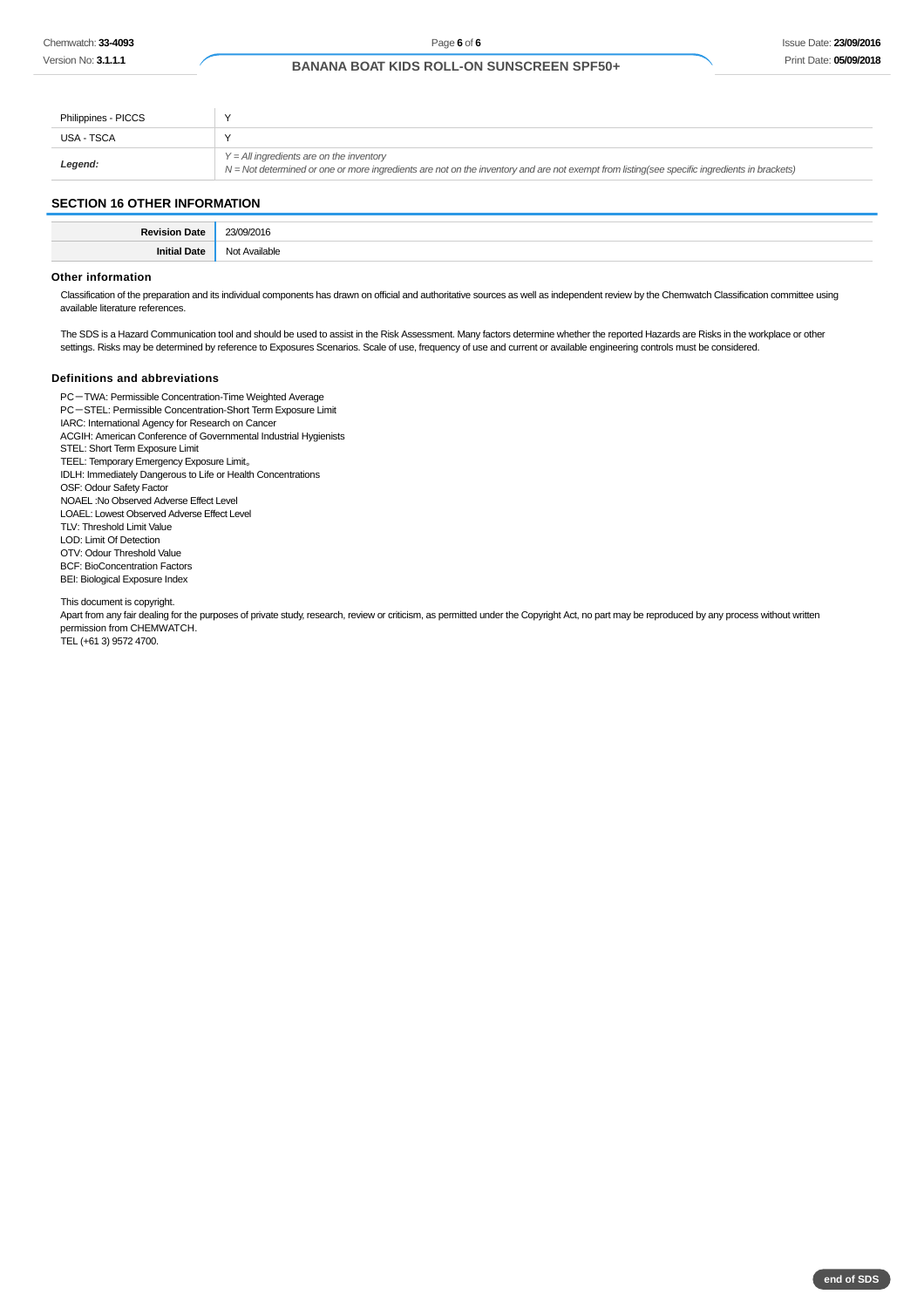| | |
|---|---|
| Philippines - PICCS | Y |
| USA - TSCA | Y |
| ***Legend:*** | *Y = All ingredients are on the inventory*<br>*N = Not determined or one or more ingredients are not on the inventory and are not exempt from listing(see specific ingredients in brackets)* |

## SECTION 16 OTHER INFORMATION

| | |
|---|---|
| **Revision Date** | 23/09/2016 |
| **Initial Date** | Not Available |

### Other information

Classification of the preparation and its individual components has drawn on official and authoritative sources as well as independent review by the Chemwatch Classification committee using available literature references.

The SDS is a Hazard Communication tool and should be used to assist in the Risk Assessment. Many factors determine whether the reported Hazards are Risks in the workplace or other settings. Risks may be determined by reference to Exposures Scenarios. Scale of use, frequency of use and current or available engineering controls must be considered.

### Definitions and abbreviations

PC－TWA: Permissible Concentration-Time Weighted Average
PC－STEL: Permissible Concentration-Short Term Exposure Limit
IARC: International Agency for Research on Cancer
ACGIH: American Conference of Governmental Industrial Hygienists
STEL: Short Term Exposure Limit
TEEL: Temporary Emergency Exposure Limit。
IDLH: Immediately Dangerous to Life or Health Concentrations
OSF: Odour Safety Factor
NOAEL :No Observed Adverse Effect Level
LOAEL: Lowest Observed Adverse Effect Level
TLV: Threshold Limit Value
LOD: Limit Of Detection
OTV: Odour Threshold Value
BCF: BioConcentration Factors
BEI: Biological Exposure Index

This document is copyright.
Apart from any fair dealing for the purposes of private study, research, review or criticism, as permitted under the Copyright Act, no part may be reproduced by any process without written permission from CHEMWATCH.
TEL (+61 3) 9572 4700.

end of SDS